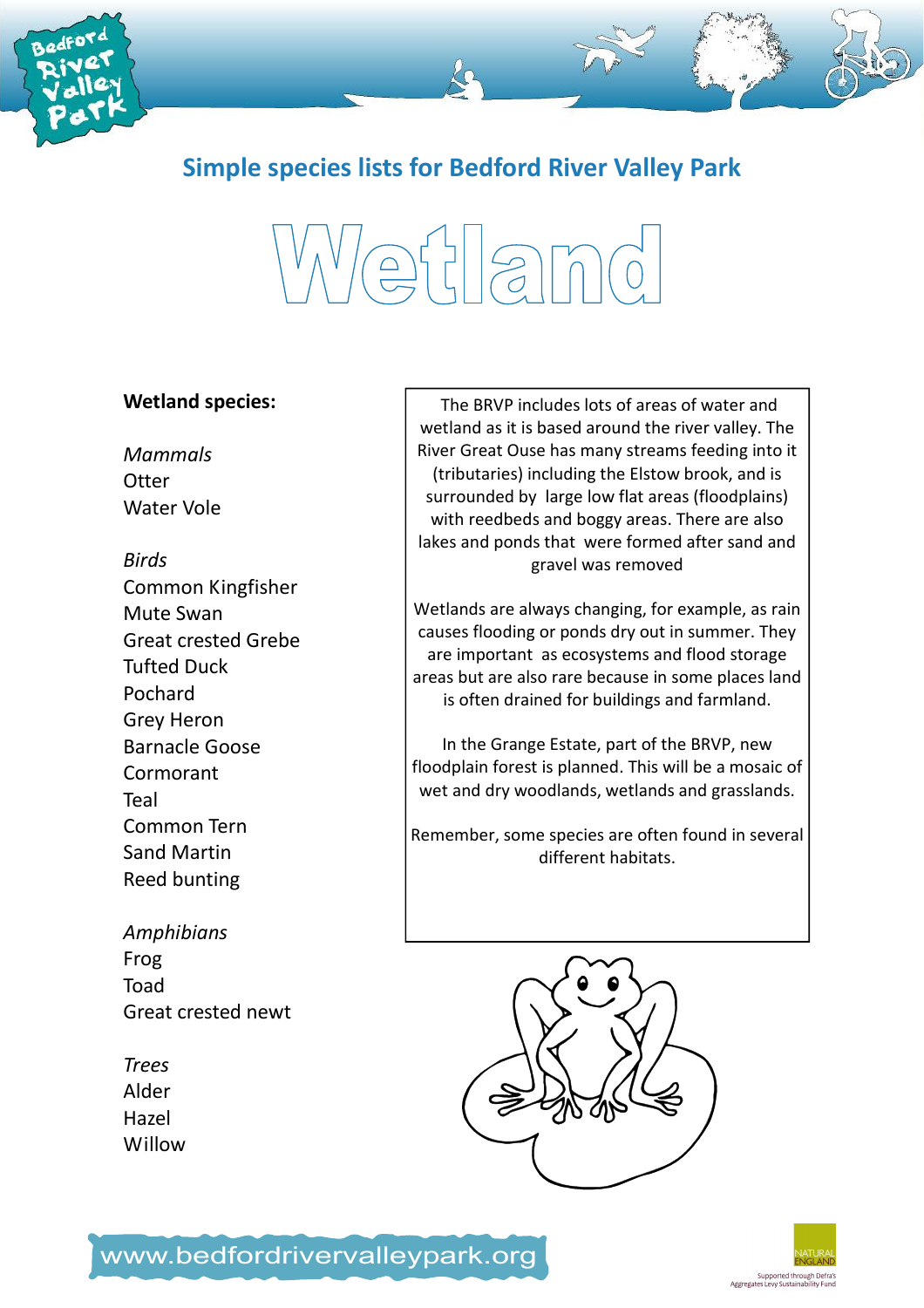## Simple species lists for Bedford River Valley Park

# Wetland

**Wetland species:**

*Mammals*
Otter
Water Vole

*Birds*
Common Kingfisher
Mute Swan
Great crested Grebe
Tufted Duck
Pochard
Grey Heron
Barnacle Goose
Cormorant
Teal
Common Tern
Sand Martin
Reed bunting

*Amphibians*
Frog
Toad
Great crested newt

*Trees*
Alder
Hazel
Willow

The BRVP includes lots of areas of water and wetland as it is based around the river valley. The River Great Ouse has many streams feeding into it (tributaries) including the Elstow brook, and is surrounded by large low flat areas (floodplains) with reedbeds and boggy areas. There are also lakes and ponds that were formed after sand and gravel was removed

Wetlands are always changing, for example, as rain causes flooding or ponds dry out in summer. They are important as ecosystems and flood storage areas but are also rare because in some places land is often drained for buildings and farmland.

In the Grange Estate, part of the BRVP, new floodplain forest is planned. This will be a mosaic of wet and dry woodlands, wetlands and grasslands.

Remember, some species are often found in several different habitats.

www.bedfordrivervalleypark.org

Supported through Defra's Aggregates Levy Sustainability Fund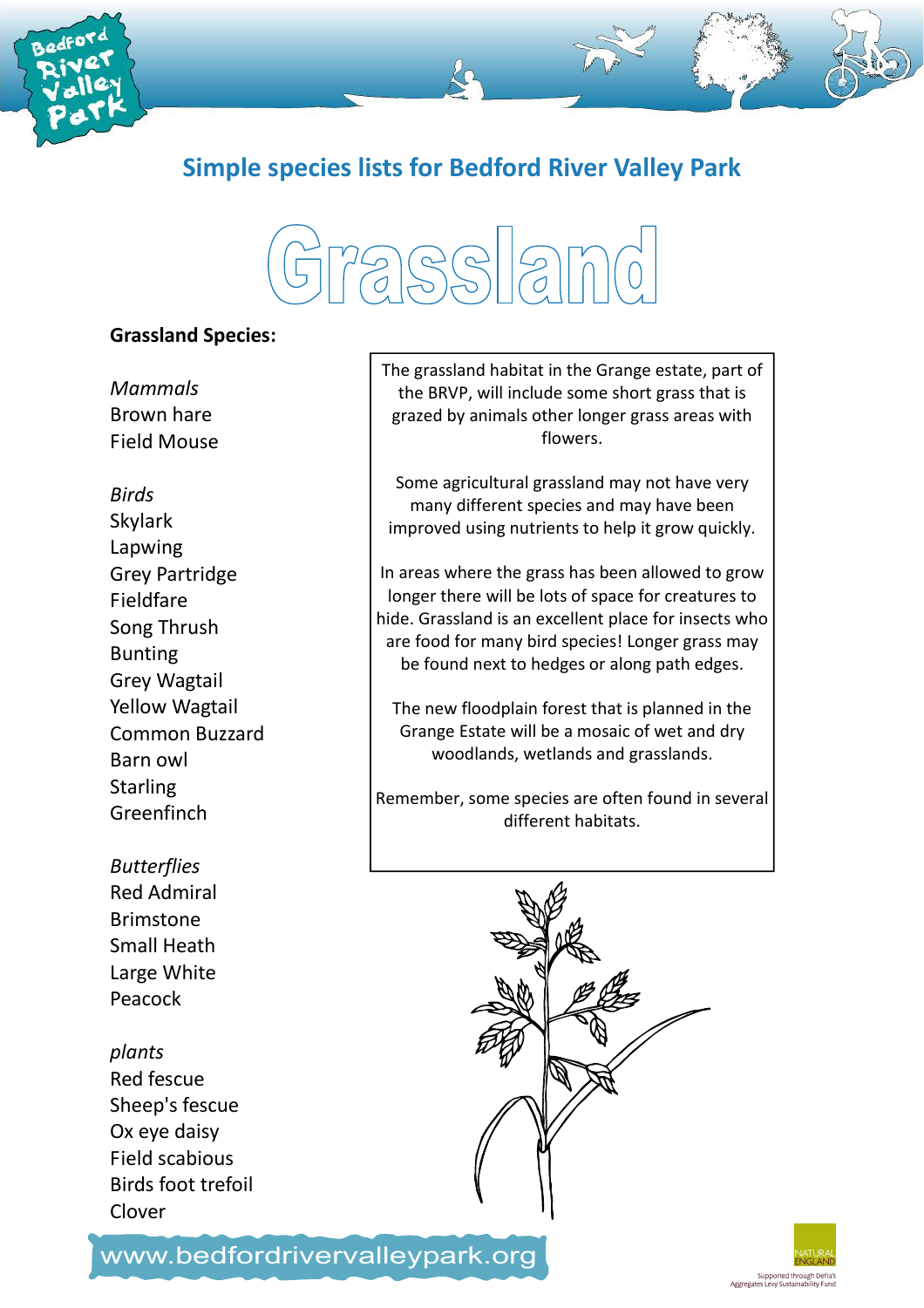## Simple species lists for Bedford River Valley Park

# Grassland

**Grassland Species:**

*Mammals*
Brown hare
Field Mouse

*Birds*
Skylark
Lapwing
Grey Partridge
Fieldfare
Song Thrush
Bunting
Grey Wagtail
Yellow Wagtail
Common Buzzard
Barn owl
Starling
Greenfinch

*Butterflies*
Red Admiral
Brimstone
Small Heath
Large White
Peacock

*plants*
Red fescue
Sheep's fescue
Ox eye daisy
Field scabious
Birds foot trefoil
Clover

The grassland habitat in the Grange estate, part of the BRVP, will include some short grass that is grazed by animals other longer grass areas with flowers.

Some agricultural grassland may not have very many different species and may have been improved using nutrients to help it grow quickly.

In areas where the grass has been allowed to grow longer there will be lots of space for creatures to hide. Grassland is an excellent place for insects who are food for many bird species! Longer grass may be found next to hedges or along path edges.

The new floodplain forest that is planned in the Grange Estate will be a mosaic of wet and dry woodlands, wetlands and grasslands.

Remember, some species are often found in several different habitats.

www.bedfordrivervalleypark.org

Supported through Defra's Aggregates Levy Sustainability Fund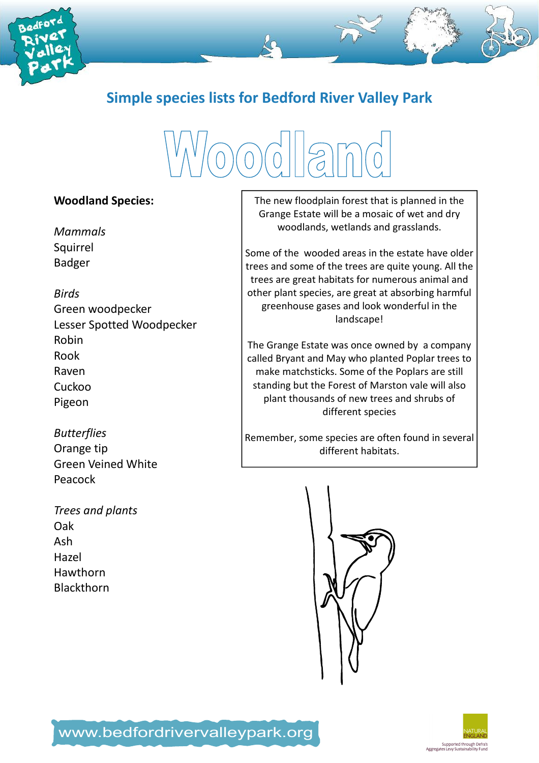## Simple species lists for Bedford River Valley Park

# Woodland

**Woodland Species:**

*Mammals*
Squirrel
Badger

*Birds*
Green woodpecker
Lesser Spotted Woodpecker
Robin
Rook
Raven
Cuckoo
Pigeon

*Butterflies*
Orange tip
Green Veined White
Peacock

*Trees and plants*
Oak
Ash
Hazel
Hawthorn
Blackthorn

The new floodplain forest that is planned in the Grange Estate will be a mosaic of wet and dry woodlands, wetlands and grasslands.

Some of the wooded areas in the estate have older trees and some of the trees are quite young. All the trees are great habitats for numerous animal and other plant species, are great at absorbing harmful greenhouse gases and look wonderful in the landscape!

The Grange Estate was once owned by a company called Bryant and May who planted Poplar trees to make matchsticks. Some of the Poplars are still standing but the Forest of Marston vale will also plant thousands of new trees and shrubs of different species

Remember, some species are often found in several different habitats.

www.bedfordrivervalleypark.org

NATURAL ENGLAND
Supported through Defra's Aggregates Levy Sustainability Fund